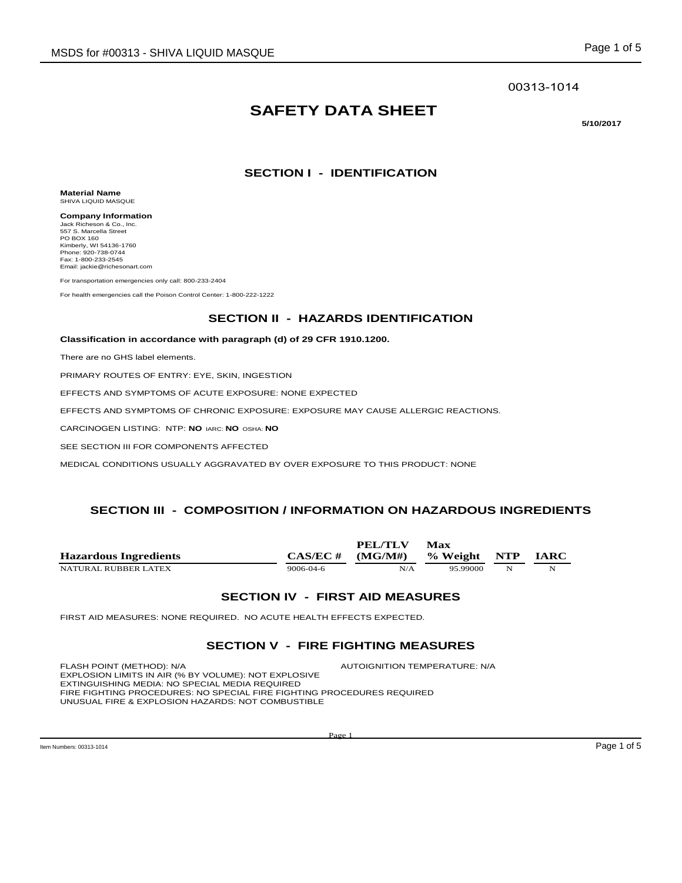00313-1014

# SAFETY DATA SHEET

**5/10/2017**

## SECTION I - IDENTIFICATION

**Material Name**
SHIVA LIQUID MASQUE

**Company Information**
Jack Richeson & Co., Inc.
557 S. Marcella Street
PO BOX 160
Kimberly, WI 54136-1760
Phone: 920-738-0744
Fax: 1-800-233-2545
Email: jackie@richesonart.com

For transportation emergencies only call: 800-233-2404

For health emergencies call the Poison Control Center: 1-800-222-1222

## SECTION II - HAZARDS IDENTIFICATION

**Classification in accordance with paragraph (d) of 29 CFR 1910.1200.**

There are no GHS label elements.

PRIMARY ROUTES OF ENTRY: EYE, SKIN, INGESTION

EFFECTS AND SYMPTOMS OF ACUTE EXPOSURE: NONE EXPECTED

EFFECTS AND SYMPTOMS OF CHRONIC EXPOSURE: EXPOSURE MAY CAUSE ALLERGIC REACTIONS.

CARCINOGEN LISTING: NTP: **NO** IARC: **NO** OSHA: **NO**

SEE SECTION III FOR COMPONENTS AFFECTED

MEDICAL CONDITIONS USUALLY AGGRAVATED BY OVER EXPOSURE TO THIS PRODUCT: NONE

## SECTION III - COMPOSITION / INFORMATION ON HAZARDOUS INGREDIENTS

| Hazardous Ingredients | CAS/EC # | PEL/TLV (MG/M#) | Max % Weight | NTP | IARC |
|---|---|---|---|---|---|
| NATURAL RUBBER LATEX | 9006-04-6 | N/A | 95.99000 | N | N |

## SECTION IV - FIRST AID MEASURES

FIRST AID MEASURES: NONE REQUIRED. NO ACUTE HEALTH EFFECTS EXPECTED.

## SECTION V - FIRE FIGHTING MEASURES

FLASH POINT (METHOD): N/A
AUTOIGNITION TEMPERATURE: N/A
EXPLOSION LIMITS IN AIR (% BY VOLUME): NOT EXPLOSIVE
EXTINGUISHING MEDIA: NO SPECIAL MEDIA REQUIRED
FIRE FIGHTING PROCEDURES: NO SPECIAL FIRE FIGHTING PROCEDURES REQUIRED
UNUSUAL FIRE & EXPLOSION HAZARDS: NOT COMBUSTIBLE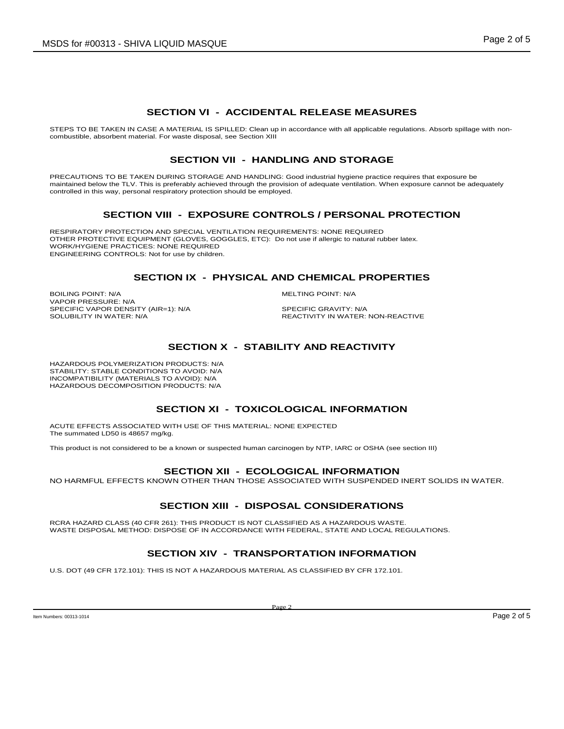## SECTION VI - ACCIDENTAL RELEASE MEASURES

STEPS TO BE TAKEN IN CASE A MATERIAL IS SPILLED: Clean up in accordance with all applicable regulations. Absorb spillage with non-combustible, absorbent material. For waste disposal, see Section XIII

## SECTION VII - HANDLING AND STORAGE

PRECAUTIONS TO BE TAKEN DURING STORAGE AND HANDLING: Good industrial hygiene practice requires that exposure be maintained below the TLV. This is preferably achieved through the provision of adequate ventilation. When exposure cannot be adequately controlled in this way, personal respiratory protection should be employed.

## SECTION VIII - EXPOSURE CONTROLS / PERSONAL PROTECTION

RESPIRATORY PROTECTION AND SPECIAL VENTILATION REQUIREMENTS: NONE REQUIRED
OTHER PROTECTIVE EQUIPMENT (GLOVES, GOGGLES, ETC): Do not use if allergic to natural rubber latex.
WORK/HYGIENE PRACTICES: NONE REQUIRED
ENGINEERING CONTROLS: Not for use by children.

## SECTION IX - PHYSICAL AND CHEMICAL PROPERTIES

BOILING POINT: N/A
MELTING POINT: N/A
VAPOR PRESSURE: N/A
SPECIFIC VAPOR DENSITY (AIR=1): N/A
SPECIFIC GRAVITY: N/A
SOLUBILITY IN WATER: N/A
REACTIVITY IN WATER: NON-REACTIVE

## SECTION X - STABILITY AND REACTIVITY

HAZARDOUS POLYMERIZATION PRODUCTS: N/A
STABILITY: STABLE CONDITIONS TO AVOID: N/A
INCOMPATIBILITY (MATERIALS TO AVOID): N/A
HAZARDOUS DECOMPOSITION PRODUCTS: N/A

## SECTION XI - TOXICOLOGICAL INFORMATION

ACUTE EFFECTS ASSOCIATED WITH USE OF THIS MATERIAL: NONE EXPECTED
The summated LD50 is 48657 mg/kg.

This product is not considered to be a known or suspected human carcinogen by NTP, IARC or OSHA (see section III)

## SECTION XII - ECOLOGICAL INFORMATION

NO HARMFUL EFFECTS KNOWN OTHER THAN THOSE ASSOCIATED WITH SUSPENDED INERT SOLIDS IN WATER.

## SECTION XIII - DISPOSAL CONSIDERATIONS

RCRA HAZARD CLASS (40 CFR 261): THIS PRODUCT IS NOT CLASSIFIED AS A HAZARDOUS WASTE.
WASTE DISPOSAL METHOD: DISPOSE OF IN ACCORDANCE WITH FEDERAL, STATE AND LOCAL REGULATIONS.

## SECTION XIV - TRANSPORTATION INFORMATION

U.S. DOT (49 CFR 172.101): THIS IS NOT A HAZARDOUS MATERIAL AS CLASSIFIED BY CFR 172.101.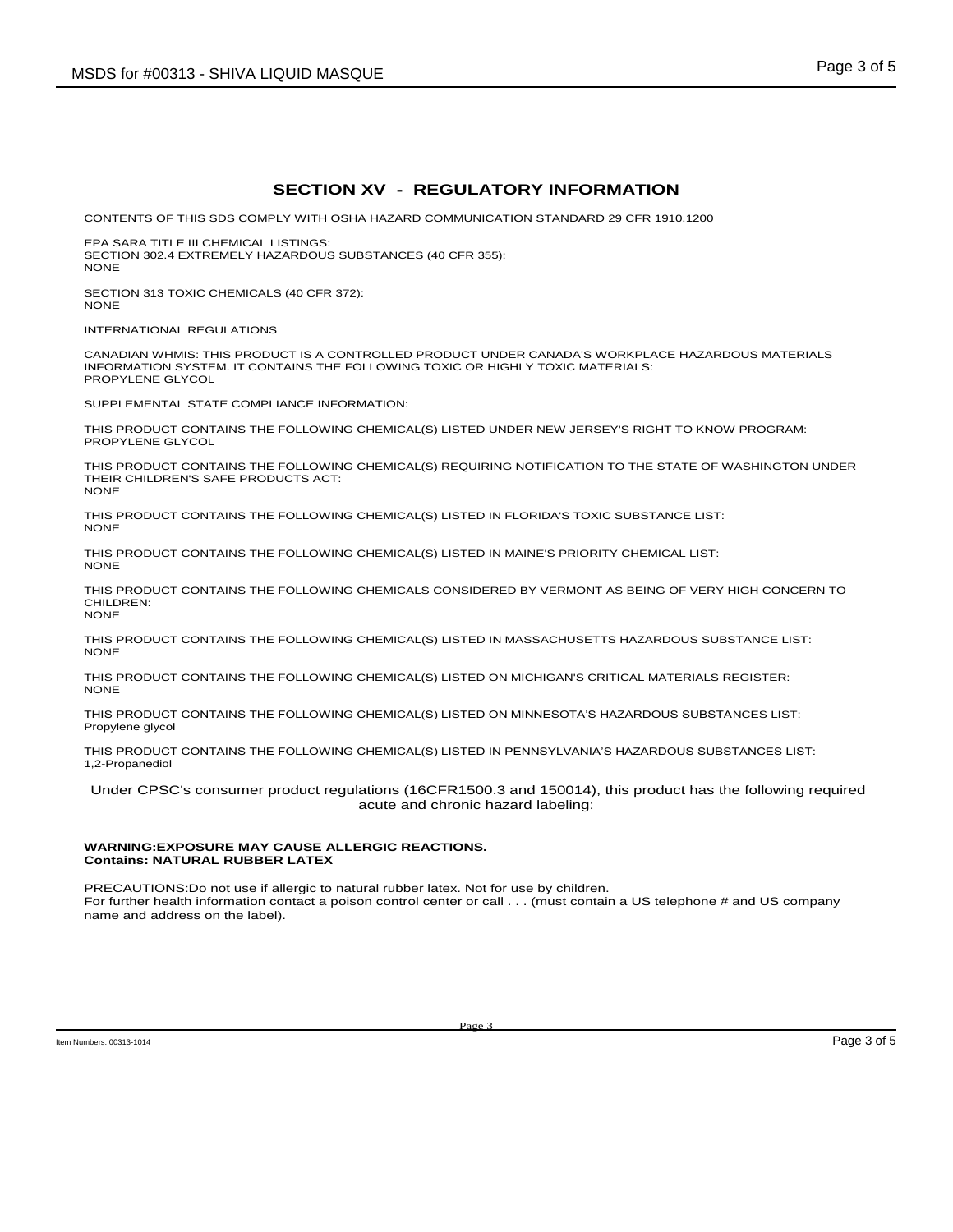## SECTION XV - REGULATORY INFORMATION

CONTENTS OF THIS SDS COMPLY WITH OSHA HAZARD COMMUNICATION STANDARD 29 CFR 1910.1200

EPA SARA TITLE III CHEMICAL LISTINGS:
SECTION 302.4 EXTREMELY HAZARDOUS SUBSTANCES (40 CFR 355):
NONE

SECTION 313 TOXIC CHEMICALS (40 CFR 372):
NONE

INTERNATIONAL REGULATIONS

CANADIAN WHMIS: THIS PRODUCT IS A CONTROLLED PRODUCT UNDER CANADA'S WORKPLACE HAZARDOUS MATERIALS INFORMATION SYSTEM. IT CONTAINS THE FOLLOWING TOXIC OR HIGHLY TOXIC MATERIALS:
PROPYLENE GLYCOL

SUPPLEMENTAL STATE COMPLIANCE INFORMATION:

THIS PRODUCT CONTAINS THE FOLLOWING CHEMICAL(S) LISTED UNDER NEW JERSEY'S RIGHT TO KNOW PROGRAM:
PROPYLENE GLYCOL

THIS PRODUCT CONTAINS THE FOLLOWING CHEMICAL(S) REQUIRING NOTIFICATION TO THE STATE OF WASHINGTON UNDER THEIR CHILDREN'S SAFE PRODUCTS ACT:
NONE

THIS PRODUCT CONTAINS THE FOLLOWING CHEMICAL(S) LISTED IN FLORIDA'S TOXIC SUBSTANCE LIST:
NONE

THIS PRODUCT CONTAINS THE FOLLOWING CHEMICAL(S) LISTED IN MAINE'S PRIORITY CHEMICAL LIST:
NONE

THIS PRODUCT CONTAINS THE FOLLOWING CHEMICALS CONSIDERED BY VERMONT AS BEING OF VERY HIGH CONCERN TO CHILDREN:
NONE

THIS PRODUCT CONTAINS THE FOLLOWING CHEMICAL(S) LISTED IN MASSACHUSETTS HAZARDOUS SUBSTANCE LIST:
NONE

THIS PRODUCT CONTAINS THE FOLLOWING CHEMICAL(S) LISTED ON MICHIGAN'S CRITICAL MATERIALS REGISTER:
NONE

THIS PRODUCT CONTAINS THE FOLLOWING CHEMICAL(S) LISTED ON MINNESOTA'S HAZARDOUS SUBSTANCES LIST:
Propylene glycol

THIS PRODUCT CONTAINS THE FOLLOWING CHEMICAL(S) LISTED IN PENNSYLVANIA'S HAZARDOUS SUBSTANCES LIST:
1,2-Propanediol

Under CPSC's consumer product regulations (16CFR1500.3 and 150014), this product has the following required acute and chronic hazard labeling:

**WARNING:EXPOSURE MAY CAUSE ALLERGIC REACTIONS.**
**Contains: NATURAL RUBBER LATEX**

PRECAUTIONS:Do not use if allergic to natural rubber latex. Not for use by children.
For further health information contact a poison control center or call . . . (must contain a US telephone # and US company name and address on the label).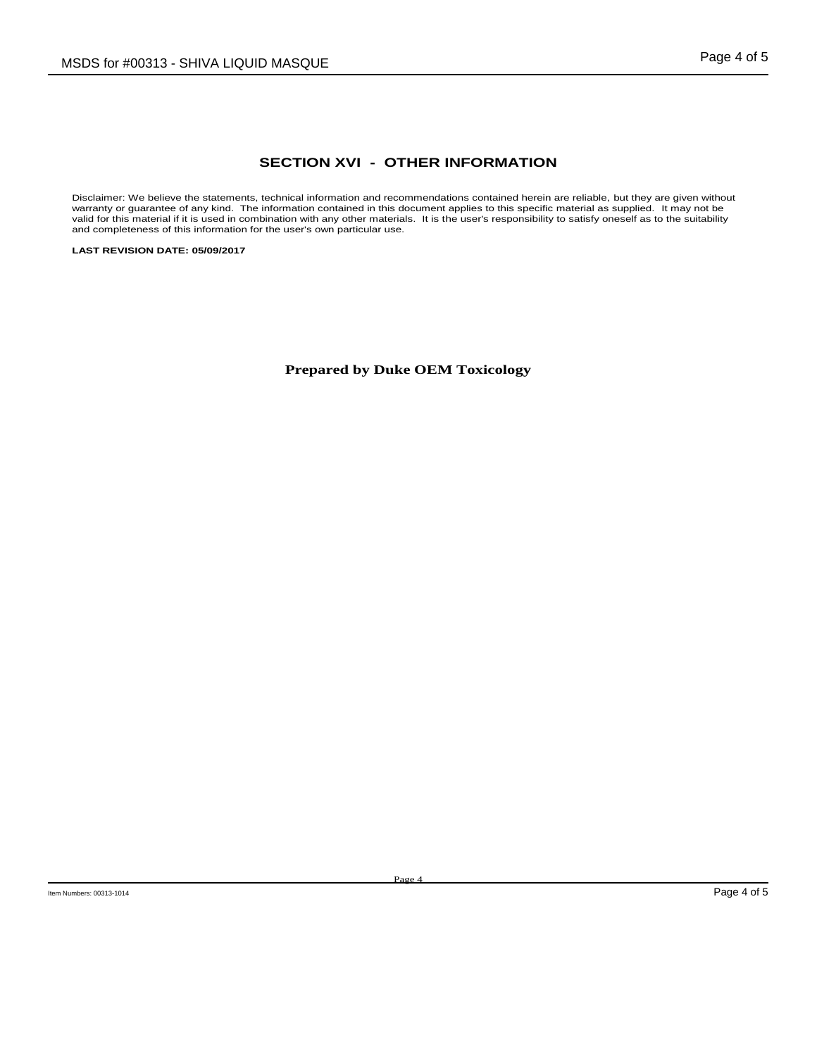## SECTION XVI - OTHER INFORMATION

Disclaimer: We believe the statements, technical information and recommendations contained herein are reliable, but they are given without warranty or guarantee of any kind. The information contained in this document applies to this specific material as supplied. It may not be valid for this material if it is used in combination with any other materials. It is the user's responsibility to satisfy oneself as to the suitability and completeness of this information for the user's own particular use.

**LAST REVISION DATE: 05/09/2017**

**Prepared by Duke OEM Toxicology**

Item Numbers: 00313-1014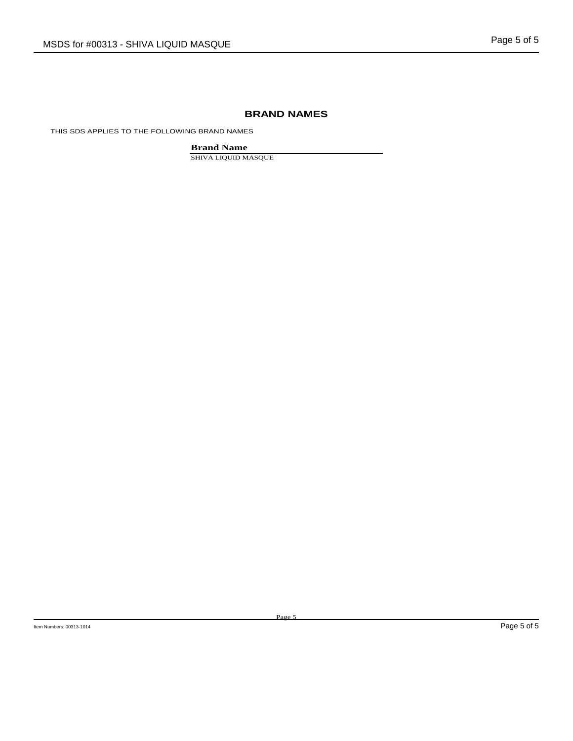## BRAND NAMES

THIS SDS APPLIES TO THE FOLLOWING BRAND NAMES

| Brand Name |
| --- |
| SHIVA LIQUID MASQUE |

Item Numbers: 00313-1014